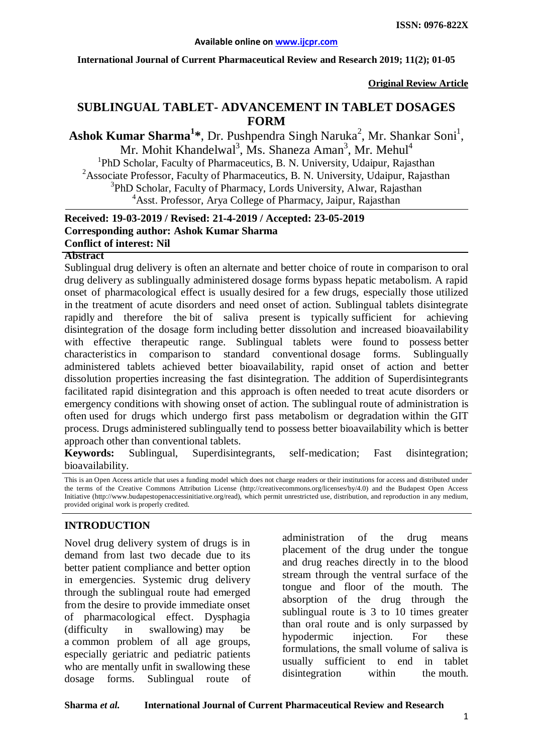ISSN: 0976-822X

Available online on www.ijcpr.com

International Journal of Current Pharmaceutical Review and Research 2019; 11(2); 01-05

**Original Review Article**

# SUBLINGUAL TABLET- ADVANCEMENT IN TABLET DOSAGES FORM

**Ashok Kumar Sharma[1]***, Dr. Pushpendra Singh Naruka[2], Mr. Shankar Soni[1], Mr. Mohit Khandelwal[3], Ms. Shaneza Aman[3], Mr. Mehul[4]

[1]PhD Scholar, Faculty of Pharmaceutics, B. N. University, Udaipur, Rajasthan
[2]Associate Professor, Faculty of Pharmaceutics, B. N. University, Udaipur, Rajasthan
[3]PhD Scholar, Faculty of Pharmacy, Lords University, Alwar, Rajasthan
[4]Asst. Professor, Arya College of Pharmacy, Jaipur, Rajasthan

**Received: 19-03-2019 / Revised: 21-4-2019 / Accepted: 23-05-2019**
**Corresponding author: Ashok Kumar Sharma**
**Conflict of interest: Nil**

## Abstract

Sublingual drug delivery is often an alternate and better choice of route in comparison to oral drug delivery as sublingually administered dosage forms bypass hepatic metabolism. A rapid onset of pharmacological effect is usually desired for a few drugs, especially those utilized in the treatment of acute disorders and need onset of action. Sublingual tablets disintegrate rapidly and therefore the bit of saliva present is typically sufficient for achieving disintegration of the dosage form including better dissolution and increased bioavailability with effective therapeutic range. Sublingual tablets were found to possess better characteristics in comparison to standard conventional dosage forms. Sublingually administered tablets achieved better bioavailability, rapid onset of action and better dissolution properties increasing the fast disintegration. The addition of Superdisintegrants facilitated rapid disintegration and this approach is often needed to treat acute disorders or emergency conditions with showing onset of action. The sublingual route of administration is often used for drugs which undergo first pass metabolism or degradation within the GIT process. Drugs administered sublingually tend to possess better bioavailability which is better approach other than conventional tablets.

**Keywords:** Sublingual, Superdisintegrants, self-medication; Fast disintegration; bioavailability.

This is an Open Access article that uses a funding model which does not charge readers or their institutions for access and distributed under the terms of the Creative Commons Attribution License (http://creativecommons.org/licenses/by/4.0) and the Budapest Open Access Initiative (http://www.budapestopenaccessinitiative.org/read), which permit unrestricted use, distribution, and reproduction in any medium, provided original work is properly credited.

## INTRODUCTION

Novel drug delivery system of drugs is in demand from last two decade due to its better patient compliance and better option in emergencies. Systemic drug delivery through the sublingual route had emerged from the desire to provide immediate onset of pharmacological effect. Dysphagia (difficulty in swallowing) may be a common problem of all age groups, especially geriatric and pediatric patients who are mentally unfit in swallowing these dosage forms. Sublingual route of administration of the drug means placement of the drug under the tongue and drug reaches directly in to the blood stream through the ventral surface of the tongue and floor of the mouth. The absorption of the drug through the sublingual route is 3 to 10 times greater than oral route and is only surpassed by hypodermic injection. For these formulations, the small volume of saliva is usually sufficient to end in tablet disintegration within the mouth.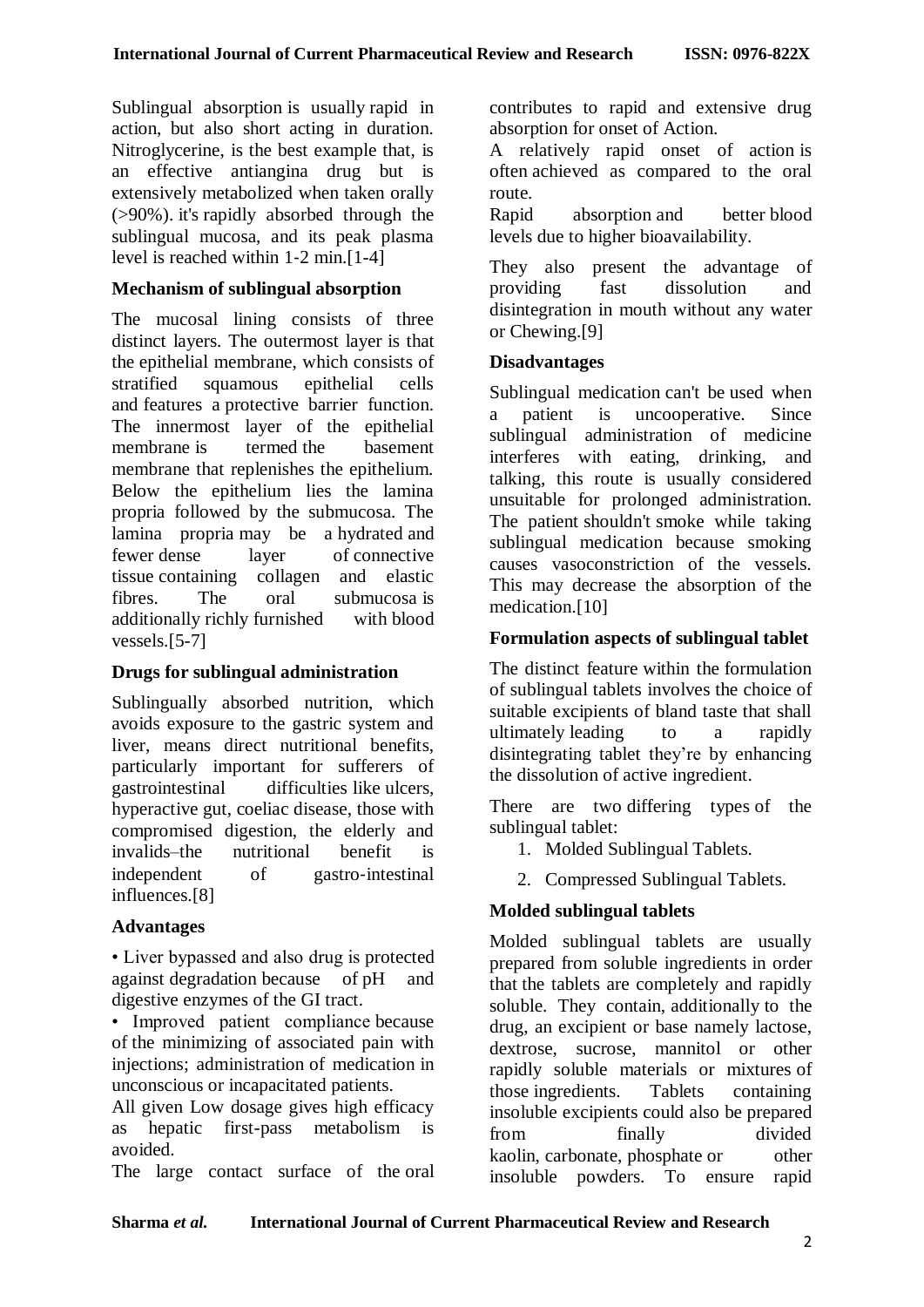Sublingual absorption is usually rapid in action, but also short acting in duration. Nitroglycerine, is the best example that, is an effective antiangina drug but is extensively metabolized when taken orally (>90%). it's rapidly absorbed through the sublingual mucosa, and its peak plasma level is reached within 1-2 min.[1-4]

### Mechanism of sublingual absorption

The mucosal lining consists of three distinct layers. The outermost layer is that the epithelial membrane, which consists of stratified squamous epithelial cells and features a protective barrier function. The innermost layer of the epithelial membrane is termed the basement membrane that replenishes the epithelium. Below the epithelium lies the lamina propria followed by the submucosa. The lamina propria may be a hydrated and fewer dense layer of connective tissue containing collagen and elastic fibres. The oral submucosa is additionally richly furnished with blood vessels.[5-7]

### Drugs for sublingual administration

Sublingually absorbed nutrition, which avoids exposure to the gastric system and liver, means direct nutritional benefits, particularly important for sufferers of gastrointestinal difficulties like ulcers, hyperactive gut, coeliac disease, those with compromised digestion, the elderly and invalids–the nutritional benefit is independent of gastro-intestinal influences.[8]

### Advantages

• Liver bypassed and also drug is protected against degradation because of pH and digestive enzymes of the GI tract.

• Improved patient compliance because of the minimizing of associated pain with injections; administration of medication in unconscious or incapacitated patients.

All given Low dosage gives high efficacy as hepatic first-pass metabolism is avoided.

The large contact surface of the oral contributes to rapid and extensive drug absorption for onset of Action.

A relatively rapid onset of action is often achieved as compared to the oral route.

Rapid absorption and better blood levels due to higher bioavailability.

They also present the advantage of providing fast dissolution and disintegration in mouth without any water or Chewing.[9]

### Disadvantages

Sublingual medication can't be used when a patient is uncooperative. Since sublingual administration of medicine interferes with eating, drinking, and talking, this route is usually considered unsuitable for prolonged administration. The patient shouldn't smoke while taking sublingual medication because smoking causes vasoconstriction of the vessels. This may decrease the absorption of the medication.[10]

### Formulation aspects of sublingual tablet

The distinct feature within the formulation of sublingual tablets involves the choice of suitable excipients of bland taste that shall ultimately leading to a rapidly disintegrating tablet they're by enhancing the dissolution of active ingredient.

There are two differing types of the sublingual tablet:

1. Molded Sublingual Tablets.
2. Compressed Sublingual Tablets.

### Molded sublingual tablets

Molded sublingual tablets are usually prepared from soluble ingredients in order that the tablets are completely and rapidly soluble. They contain, additionally to the drug, an excipient or base namely lactose, dextrose, sucrose, mannitol or other rapidly soluble materials or mixtures of those ingredients. Tablets containing insoluble excipients could also be prepared from finally divided kaolin, carbonate, phosphate or other insoluble powders. To ensure rapid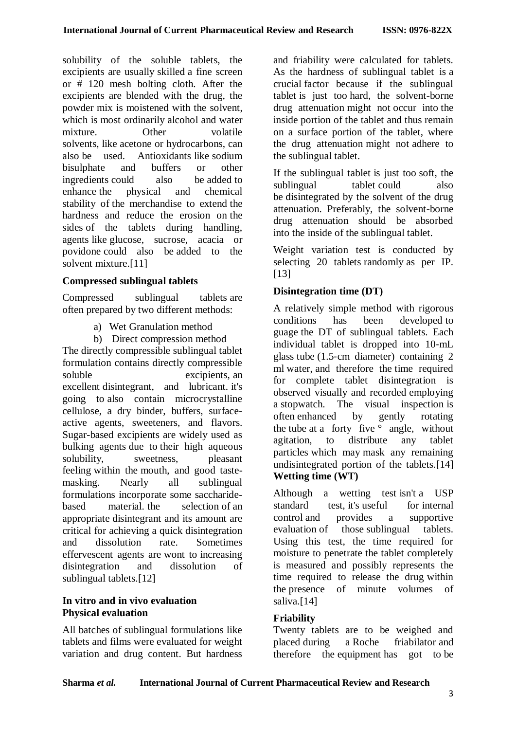solubility of the soluble tablets, the excipients are usually skilled a fine screen or # 120 mesh bolting cloth. After the excipients are blended with the drug, the powder mix is moistened with the solvent, which is most ordinarily alcohol and water mixture. Other volatile solvents, like acetone or hydrocarbons, can also be used. Antioxidants like sodium bisulphate and buffers or other ingredients could also be added to enhance the physical and chemical stability of the merchandise to extend the hardness and reduce the erosion on the sides of the tablets during handling, agents like glucose, sucrose, acacia or povidone could also be added to the solvent mixture.[11]

**Compressed sublingual tablets**

Compressed sublingual tablets are often prepared by two different methods:

a) Wet Granulation method

b) Direct compression method

The directly compressible sublingual tablet formulation contains directly compressible soluble excipients, an excellent disintegrant, and lubricant. it's going to also contain microcrystalline cellulose, a dry binder, buffers, surface-active agents, sweeteners, and flavors. Sugar-based excipients are widely used as bulking agents due to their high aqueous solubility, sweetness, pleasant feeling within the mouth, and good taste-masking. Nearly all sublingual formulations incorporate some saccharide-based material. the selection of an appropriate disintegrant and its amount are critical for achieving a quick disintegration and dissolution rate. Sometimes effervescent agents are wont to increasing disintegration and dissolution of sublingual tablets.[12]

**In vitro and in vivo evaluation**

**Physical evaluation**

All batches of sublingual formulations like tablets and films were evaluated for weight variation and drug content. But hardness and friability were calculated for tablets. As the hardness of sublingual tablet is a crucial factor because if the sublingual tablet is just too hard, the solvent-borne drug attenuation might not occur into the inside portion of the tablet and thus remain on a surface portion of the tablet, where the drug attenuation might not adhere to the sublingual tablet.

If the sublingual tablet is just too soft, the sublingual tablet could also be disintegrated by the solvent of the drug attenuation. Preferably, the solvent-borne drug attenuation should be absorbed into the inside of the sublingual tablet.

Weight variation test is conducted by selecting 20 tablets randomly as per IP. [13]

**Disintegration time (DT)**

A relatively simple method with rigorous conditions has been developed to guage the DT of sublingual tablets. Each individual tablet is dropped into 10-mL glass tube (1.5-cm diameter) containing 2 ml water, and therefore the time required for complete tablet disintegration is observed visually and recorded employing a stopwatch. The visual inspection is often enhanced by gently rotating the tube at a forty five ° angle, without agitation, to distribute any tablet particles which may mask any remaining undisintegrated portion of the tablets.[14]

**Wetting time (WT)**

Although a wetting test isn't a USP standard test, it's useful for internal control and provides a supportive evaluation of those sublingual tablets. Using this test, the time required for moisture to penetrate the tablet completely is measured and possibly represents the time required to release the drug within the presence of minute volumes of saliva.[14]

**Friability**

Twenty tablets are to be weighed and placed during a Roche friabilator and therefore the equipment has got to be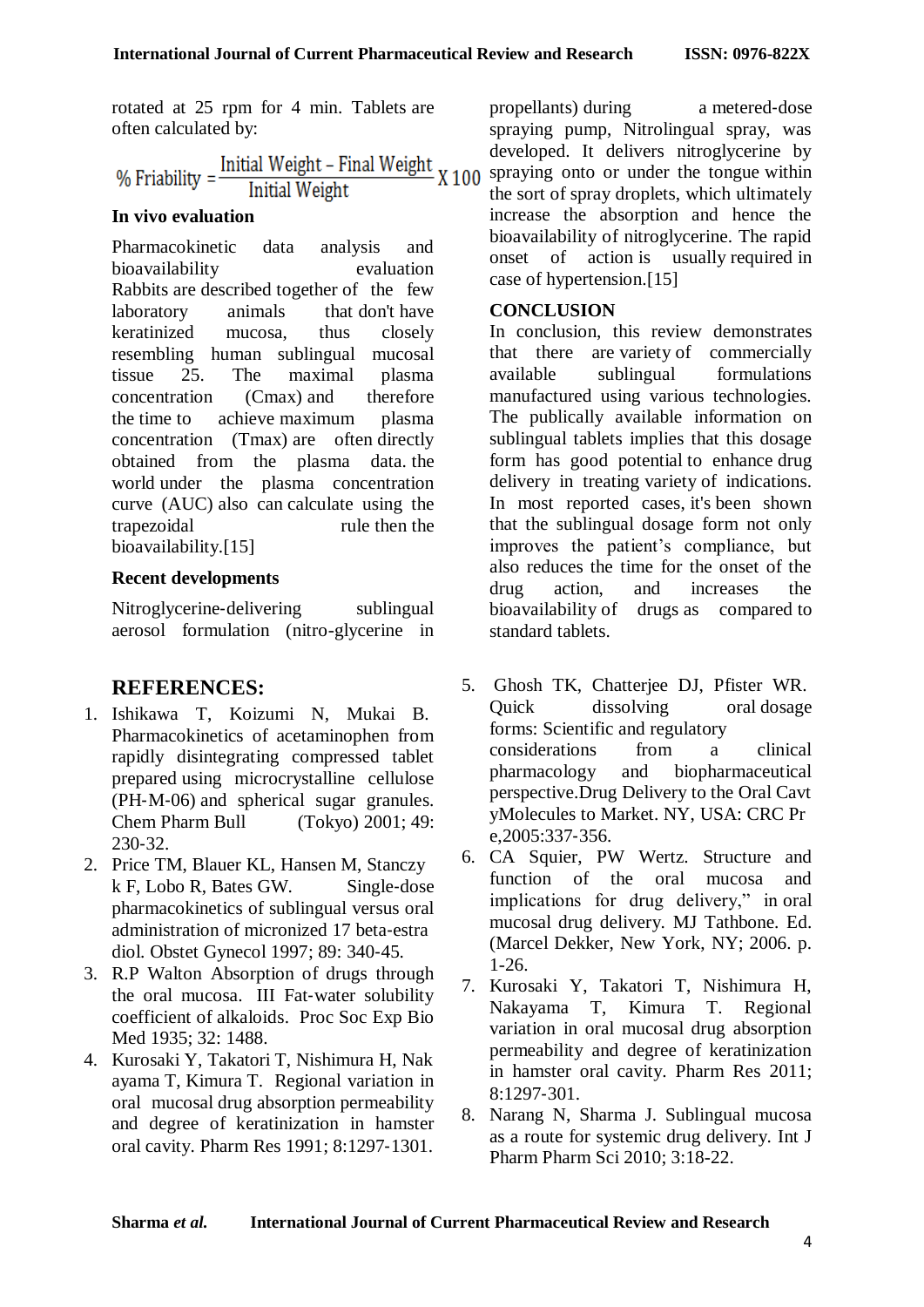rotated at 25 rpm for 4 min. Tablets are often calculated by:

$$\% \text{ Friability} = \frac{\text{Initial Weight} - \text{Final Weight}}{\text{Initial Weight}} \times 100$$

### In vivo evaluation

Pharmacokinetic data analysis and bioavailability evaluation Rabbits are described together of the few laboratory animals that don't have keratinized mucosa, thus closely resembling human sublingual mucosal tissue 25. The maximal plasma concentration (Cmax) and therefore the time to achieve maximum plasma concentration (Tmax) are often directly obtained from the plasma data. the world under the plasma concentration curve (AUC) also can calculate using the trapezoidal rule then the bioavailability.[15]

### Recent developments

Nitroglycerine-delivering sublingual aerosol formulation (nitro-glycerine in propellants) during a metered-dose spraying pump, Nitrolingual spray, was developed. It delivers nitroglycerine by spraying onto or under the tongue within the sort of spray droplets, which ultimately increase the absorption and hence the bioavailability of nitroglycerine. The rapid onset of action is usually required in case of hypertension.[15]

## CONCLUSION

In conclusion, this review demonstrates that there are variety of commercially available sublingual formulations manufactured using various technologies. The publically available information on sublingual tablets implies that this dosage form has good potential to enhance drug delivery in treating variety of indications. In most reported cases, it's been shown that the sublingual dosage form not only improves the patient's compliance, but also reduces the time for the onset of the drug action, and increases the bioavailability of drugs as compared to standard tablets.

## REFERENCES:

1. Ishikawa T, Koizumi N, Mukai B. Pharmacokinetics of acetaminophen from rapidly disintegrating compressed tablet prepared using microcrystalline cellulose (PH-M-06) and spherical sugar granules. Chem Pharm Bull (Tokyo) 2001; 49: 230-32.
2. Price TM, Blauer KL, Hansen M, Stanczy k F, Lobo R, Bates GW. Single-dose pharmacokinetics of sublingual versus oral administration of micronized 17 beta-estra diol. Obstet Gynecol 1997; 89: 340-45.
3. R.P Walton Absorption of drugs through the oral mucosa. III Fat-water solubility coefficient of alkaloids. Proc Soc Exp Bio Med 1935; 32: 1488.
4. Kurosaki Y, Takatori T, Nishimura H, Nak ayama T, Kimura T. Regional variation in oral mucosal drug absorption permeability and degree of keratinization in hamster oral cavity. Pharm Res 1991; 8:1297-1301.
5. Ghosh TK, Chatterjee DJ, Pfister WR. Quick dissolving oral dosage forms: Scientific and regulatory considerations from a clinical pharmacology and biopharmaceutical perspective.Drug Delivery to the Oral Cavt yMolecules to Market. NY, USA: CRC Pr e,2005:337-356.
6. CA Squier, PW Wertz. Structure and function of the oral mucosa and implications for drug delivery," in oral mucosal drug delivery. MJ Tathbone. Ed. (Marcel Dekker, New York, NY; 2006. p. 1-26.
7. Kurosaki Y, Takatori T, Nishimura H, Nakayama T, Kimura T. Regional variation in oral mucosal drug absorption permeability and degree of keratinization in hamster oral cavity. Pharm Res 2011; 8:1297-301.
8. Narang N, Sharma J. Sublingual mucosa as a route for systemic drug delivery. Int J Pharm Pharm Sci 2010; 3:18-22.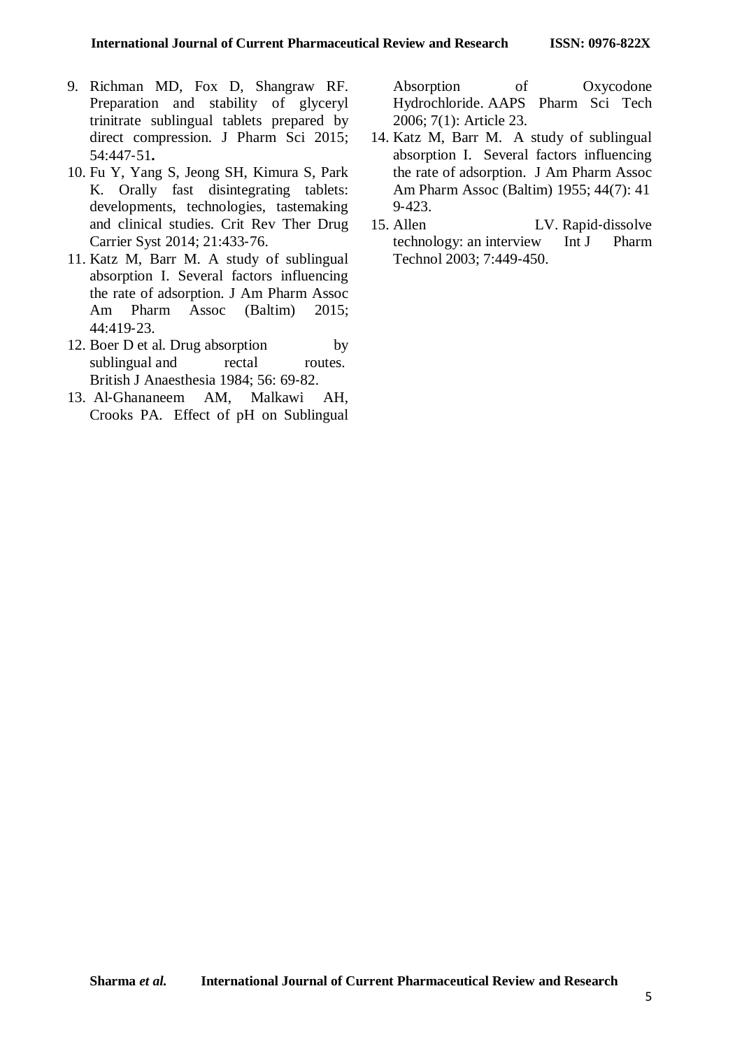9. Richman MD, Fox D, Shangraw RF. Preparation and stability of glyceryl trinitrate sublingual tablets prepared by direct compression. J Pharm Sci 2015; 54:447-51**.**
10. Fu Y, Yang S, Jeong SH, Kimura S, Park K. Orally fast disintegrating tablets: developments, technologies, tastemaking and clinical studies. Crit Rev Ther Drug Carrier Syst 2014; 21:433-76.
11. Katz M, Barr M. A study of sublingual absorption I. Several factors influencing the rate of adsorption. J Am Pharm Assoc Am Pharm Assoc (Baltim) 2015; 44:419-23.
12. Boer D et al. Drug absorption by sublingual and rectal routes. British J Anaesthesia 1984; 56: 69-82.
13. Al-Ghananeem AM, Malkawi AH, Crooks PA. Effect of pH on Sublingual Absorption of Oxycodone Hydrochloride. AAPS Pharm Sci Tech 2006; 7(1): Article 23.
14. Katz M, Barr M. A study of sublingual absorption I. Several factors influencing the rate of adsorption. J Am Pharm Assoc Am Pharm Assoc (Baltim) 1955; 44(7): 419-423.
15. Allen LV. Rapid-dissolve technology: an interview Int J Pharm Technol 2003; 7:449-450.